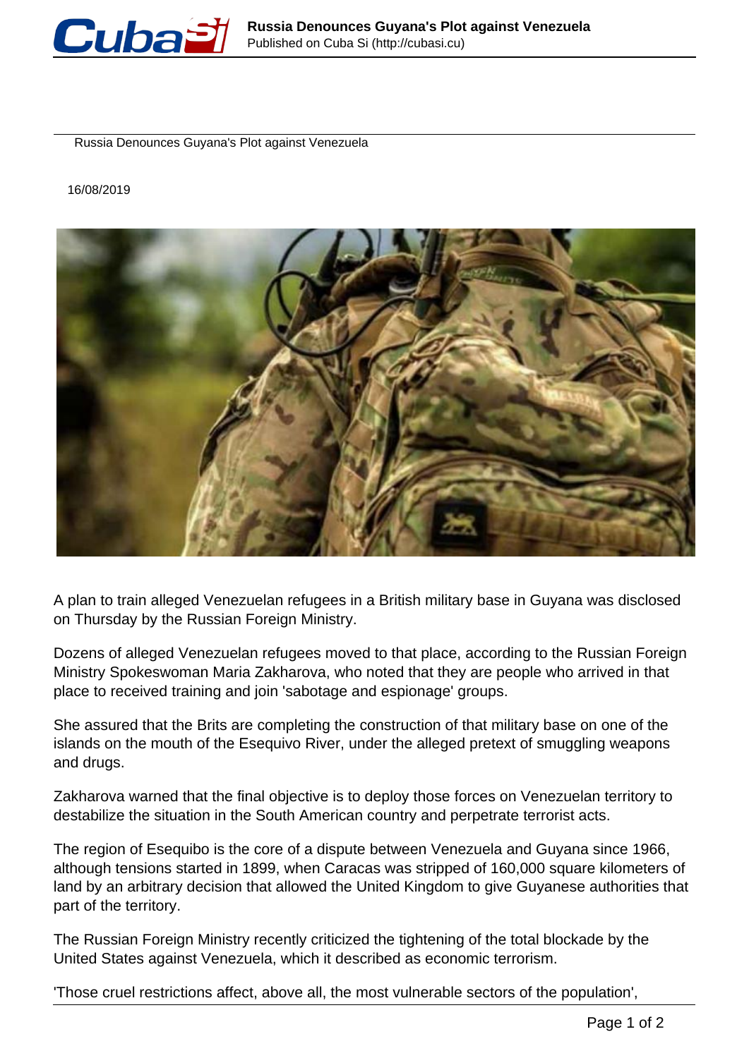# Russia Denounces Guyana's Plot against Venezuela

16/08/2019

A plan to train alleged Venezuelan refugees in a British military base in Guyana was disclosed on Thursday by the Russian Foreign Ministry.

Dozens of alleged Venezuelan refugees moved to that place, according to the Russian Foreign Ministry Spokeswoman Maria Zakharova, who noted that they are people who arrived in that place to received training and join 'sabotage and espionage' groups.

She assured that the Brits are completing the construction of that military base on one of the islands on the mouth of the Esequivo River, under the alleged pretext of smuggling weapons and drugs.

Zakharova warned that the final objective is to deploy those forces on Venezuelan territory to destabilize the situation in the South American country and perpetrate terrorist acts.

The region of Esequibo is the core of a dispute between Venezuela and Guyana since 1966, although tensions started in 1899, when Caracas was stripped of 160,000 square kilometers of land by an arbitrary decision that allowed the United Kingdom to give Guyanese authorities that part of the territory.

The Russian Foreign Ministry recently criticized the tightening of the total blockade by the United States against Venezuela, which it described as economic terrorism.

'Those cruel restrictions affect, above all, the most vulnerable sectors of the population',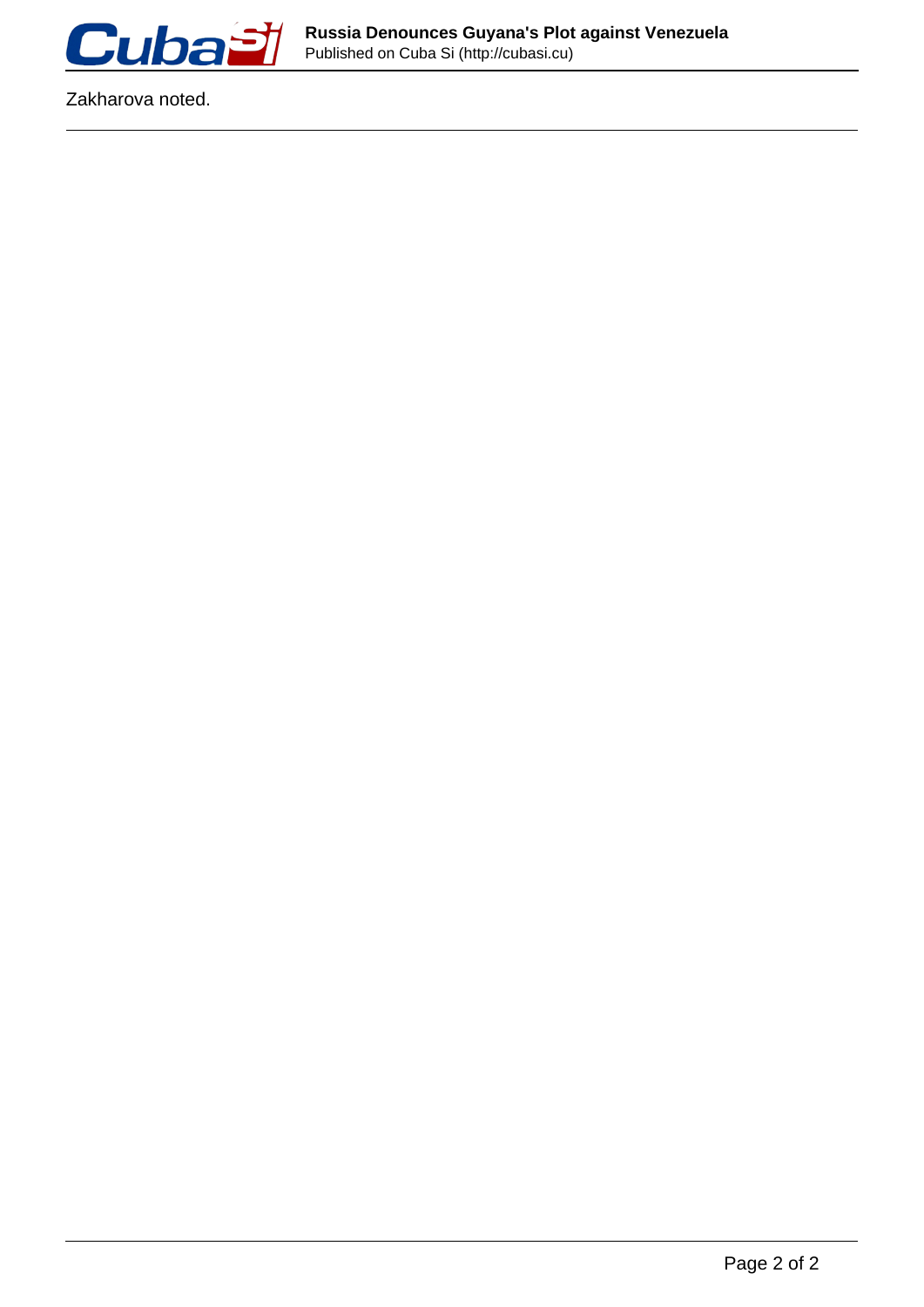Zakharova noted.